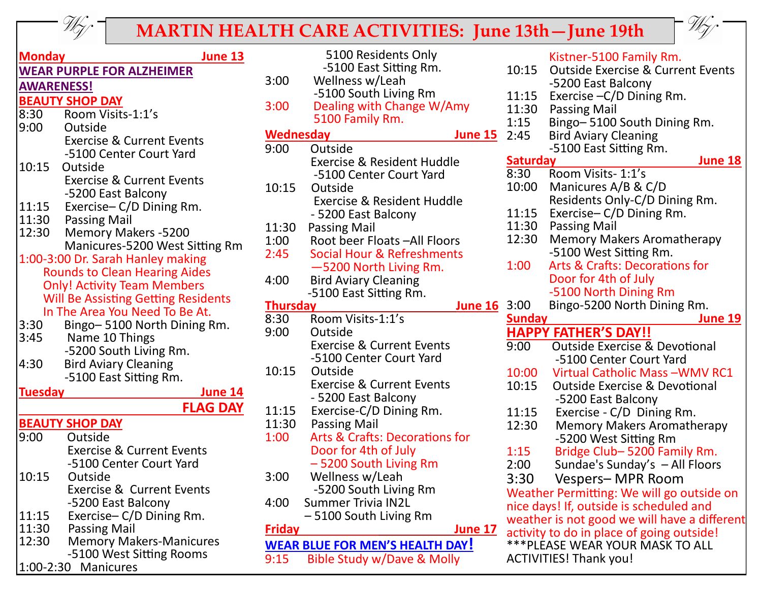# MARTIN HEALTH CARE ACTIVITIES: June 13th—June 19th

## Monday June 13

**WEAR PURPLE FOR ALZHEIMER AWARENESS!**

**BEAUTY SHOP DAY**

- 8:30 Room Visits-1:1's
- 9:00 Outside Exercise & Current Events -5100 Center Court Yard
- 10:15 Outside Exercise & Current Events -5200 East Balcony
- 11:15 Exercise– C/D Dining Rm.
- 11:30 Passing Mail
- 12:30 Memory Makers -5200 Manicures-5200 West Sitting Rm
- 1:00-3:00 Dr. Sarah Hanley making Rounds to Clean Hearing Aides Only! Activity Team Members Will Be Assisting Getting Residents In The Area You Need To Be At.
- 3:30 Bingo– 5100 North Dining Rm.
- 3:45 Name 10 Things -5200 South Living Rm.
- 4:30 Bird Aviary Cleaning -5100 East Sitting Rm.

## Tuesday June 14

**FLAG DAY**

**BEAUTY SHOP DAY**

- 9:00 Outside Exercise & Current Events -5100 Center Court Yard
- 10:15 Outside Exercise & Current Events -5200 East Balcony
- 11:15 Exercise– C/D Dining Rm.
- 11:30 Passing Mail
- 12:30 Memory Makers-Manicures -5100 West Sitting Rooms
- 1:00-2:30 Manicures 5100 Residents Only -5100 East Sitting Rm.
- 3:00 Wellness w/Leah -5100 South Living Rm
- 3:00 Dealing with Change W/Amy 5100 Family Rm.

## Wednesday June 15

- 9:00 Outside Exercise & Resident Huddle -5100 Center Court Yard
- 10:15 Outside Exercise & Resident Huddle - 5200 East Balcony
- 11:30 Passing Mail
- 1:00 Root beer Floats –All Floors
- 2:45 Social Hour & Refreshments —5200 North Living Rm.
- 4:00 Bird Aviary Cleaning -5100 East Sitting Rm.

## Thursday June 16

- 8:30 Room Visits-1:1's
- 9:00 Outside Exercise & Current Events -5100 Center Court Yard
- 10:15 Outside Exercise & Current Events - 5200 East Balcony
- 11:15 Exercise-C/D Dining Rm.
- 11:30 Passing Mail
- 1:00 Arts & Crafts: Decorations for Door for 4th of July – 5200 South Living Rm
- 3:00 Wellness w/Leah -5200 South Living Rm
- 4:00 Summer Trivia IN2L – 5100 South Living Rm

## Friday June 17

**WEAR BLUE FOR MEN'S HEALTH DAY!**

- 9:15 Bible Study w/Dave & Molly Kistner-5100 Family Rm.
- 10:15 Outside Exercise & Current Events -5200 East Balcony
- 11:15 Exercise –C/D Dining Rm.
- 11:30 Passing Mail
- 1:15 Bingo– 5100 South Dining Rm.
- 2:45 Bird Aviary Cleaning -5100 East Sitting Rm.

## Saturday June 18

- 8:30 Room Visits- 1:1's
- 10:00 Manicures A/B & C/D Residents Only-C/D Dining Rm.
- 11:15 Exercise– C/D Dining Rm.
- 11:30 Passing Mail
- 12:30 Memory Makers Aromatherapy -5100 West Sitting Rm.
- 1:00 Arts & Crafts: Decorations for Door for 4th of July -5100 North Dining Rm
- 3:00 Bingo-5200 North Dining Rm.

## Sunday June 19

**HAPPY FATHER'S DAY!!**

- 9:00 Outside Exercise & Devotional -5100 Center Court Yard
- 10:00 Virtual Catholic Mass –WMV RC1
- 10:15 Outside Exercise & Devotional -5200 East Balcony
- 11:15 Exercise - C/D Dining Rm.
- 12:30 Memory Makers Aromatherapy -5200 West Sitting Rm
- 1:15 Bridge Club– 5200 Family Rm.
- 2:00 Sundae's Sunday's – All Floors
- 3:30 Vespers– MPR Room

Weather Permitting: We will go outside on nice days! If, outside is scheduled and weather is not good we will have a different activity to do in place of going outside!

***PLEASE WEAR YOUR MASK TO ALL ACTIVITIES! Thank you!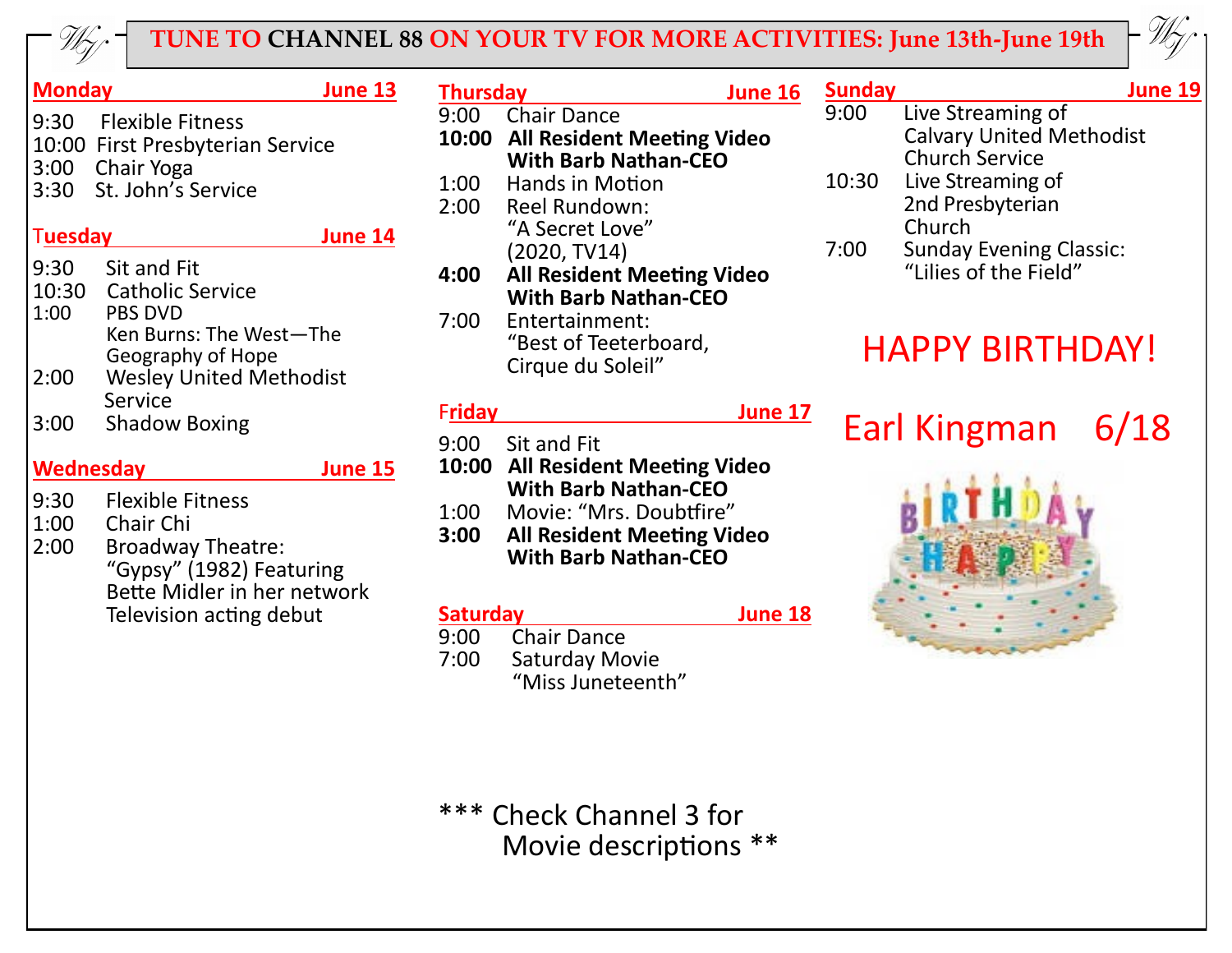# TUNE TO CHANNEL 88 ON YOUR TV FOR MORE ACTIVITIES: June 13th-June 19th

## Monday — June 13

- 9:30 Flexible Fitness
- 10:00 First Presbyterian Service
- 3:00 Chair Yoga
- 3:30 St. John's Service

## Tuesday — June 14

- 9:30 Sit and Fit
- 10:30 Catholic Service
- 1:00 PBS DVD Ken Burns: The West—The Geography of Hope
- 2:00 Wesley United Methodist Service
- 3:00 Shadow Boxing

## Wednesday — June 15

- 9:30 Flexible Fitness
- 1:00 Chair Chi
- 2:00 Broadway Theatre: "Gypsy" (1982) Featuring Bette Midler in her network Television acting debut

## Thursday — June 16

- 9:00 Chair Dance
- **10:00 All Resident Meeting Video With Barb Nathan-CEO**
- 1:00 Hands in Motion
- 2:00 Reel Rundown: "A Secret Love" (2020, TV14)
- **4:00 All Resident Meeting Video With Barb Nathan-CEO**
- 7:00 Entertainment: "Best of Teeterboard, Cirque du Soleil"

## Friday — June 17

- 9:00 Sit and Fit
- **10:00 All Resident Meeting Video With Barb Nathan-CEO**
- 1:00 Movie: "Mrs. Doubtfire"
- **3:00 All Resident Meeting Video With Barb Nathan-CEO**

## Saturday — June 18

- 9:00 Chair Dance
- 7:00 Saturday Movie "Miss Juneteenth"

*** Check Channel 3 for Movie descriptions **

## Sunday — June 19

- 9:00 Live Streaming of Calvary United Methodist Church Service
- 10:30 Live Streaming of 2nd Presbyterian Church
- 7:00 Sunday Evening Classic: "Lilies of the Field"

## HAPPY BIRTHDAY!

Earl Kingman 6/18